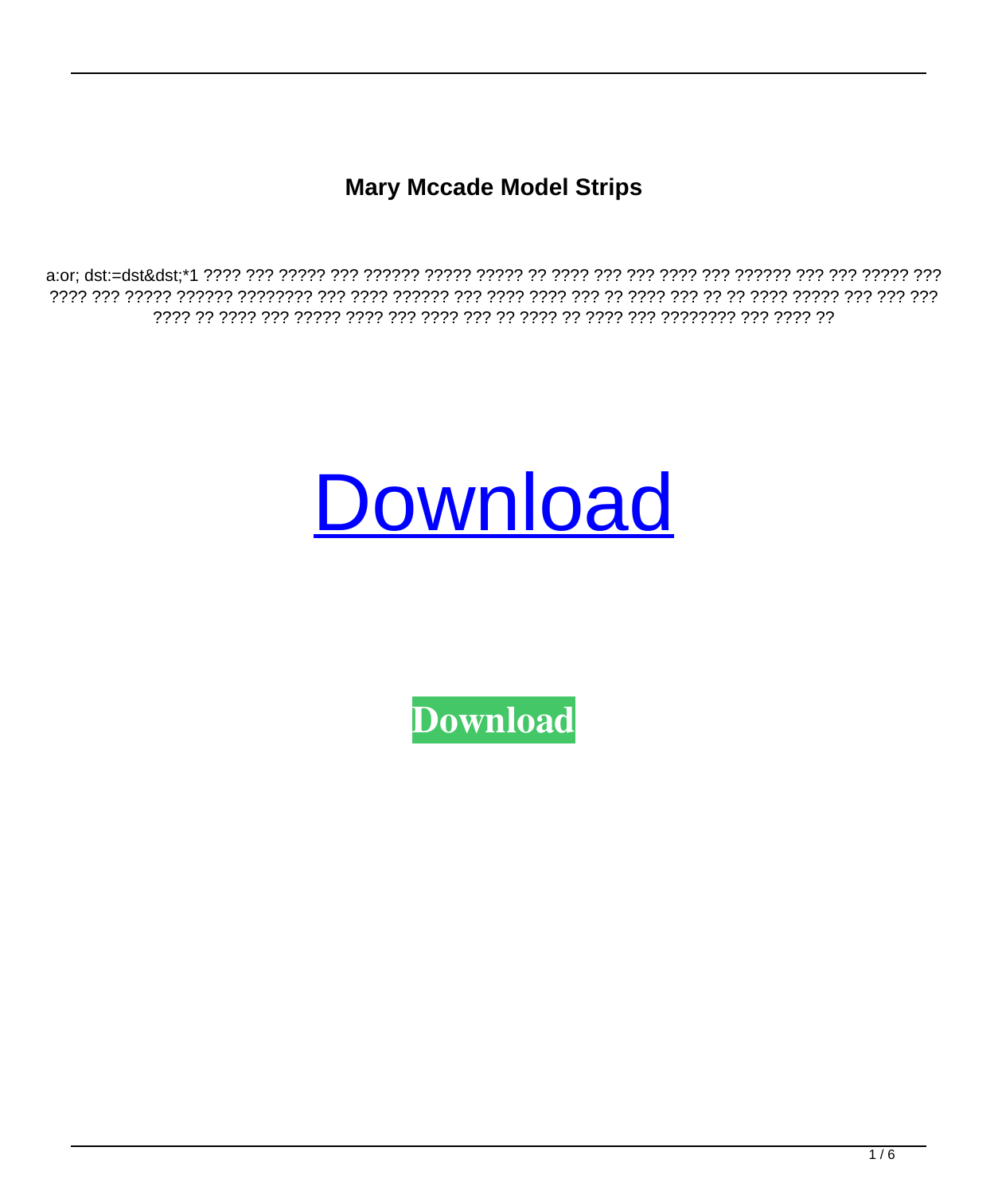**Mary Mccade Model Strips**

a:or; dst:=dst&dst;*1 ???? ??? ????? ??? ?????? ????? ????? ?? ???? ??? ??? ???? ??? ?????? ??? ??? ????? ??? ???? ??? ????? ?????? ???????? ??? ???? ?????? ??? ???? ???? ??? ?? ???? ??? ?? ?? ???? ????? ??? ??? ??? ???? ?? ???? ??? ????? ???? ??? ???? ??? ?? ???? ?? ???? ??? ???????? ??? ???? ??

Download

**Download**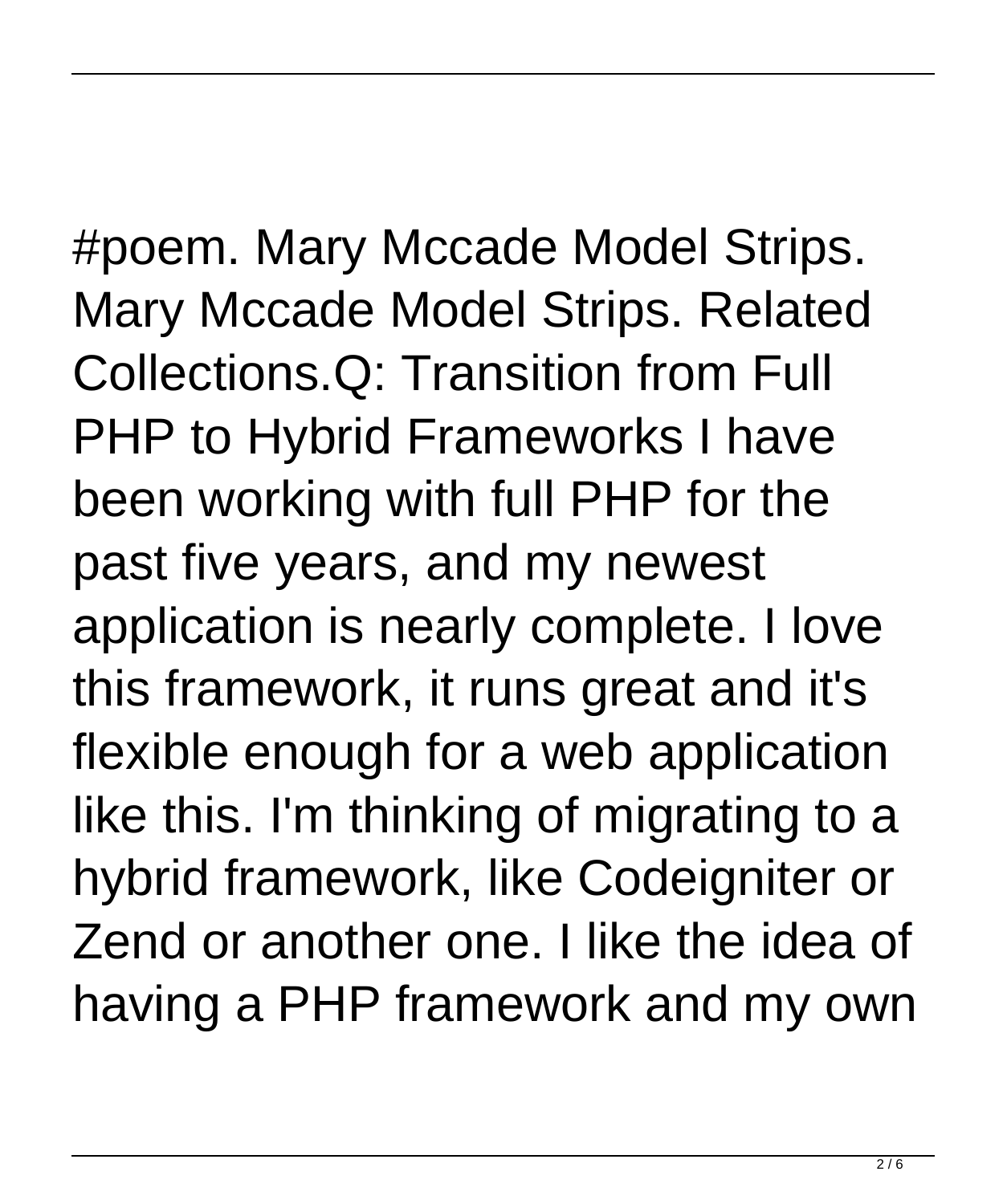#poem. Mary Mccade Model Strips. Mary Mccade Model Strips. Related Collections.Q: Transition from Full PHP to Hybrid Frameworks I have been working with full PHP for the past five years, and my newest application is nearly complete. I love this framework, it runs great and it's flexible enough for a web application like this. I'm thinking of migrating to a hybrid framework, like Codeigniter or Zend or another one. I like the idea of having a PHP framework and my own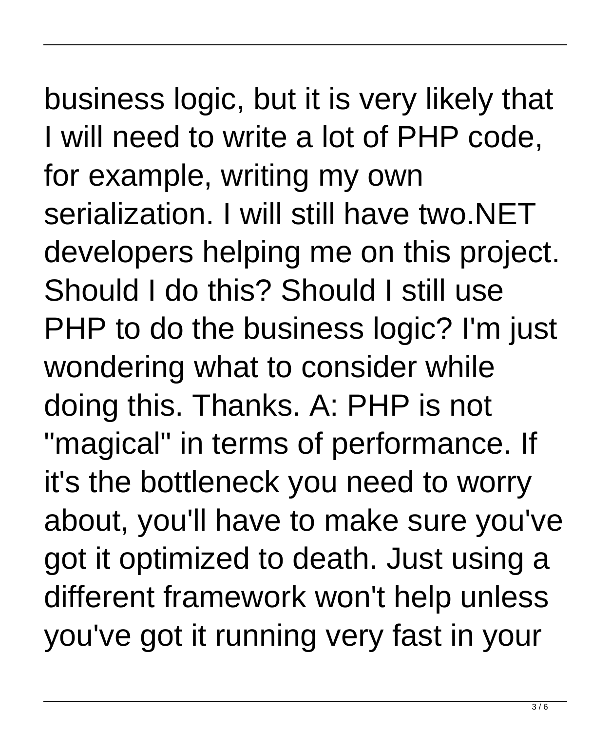business logic, but it is very likely that I will need to write a lot of PHP code, for example, writing my own serialization. I will still have two.NET developers helping me on this project. Should I do this? Should I still use PHP to do the business logic? I'm just wondering what to consider while doing this. Thanks. A: PHP is not "magical" in terms of performance. If it's the bottleneck you need to worry about, you'll have to make sure you've got it optimized to death. Just using a different framework won't help unless you've got it running very fast in your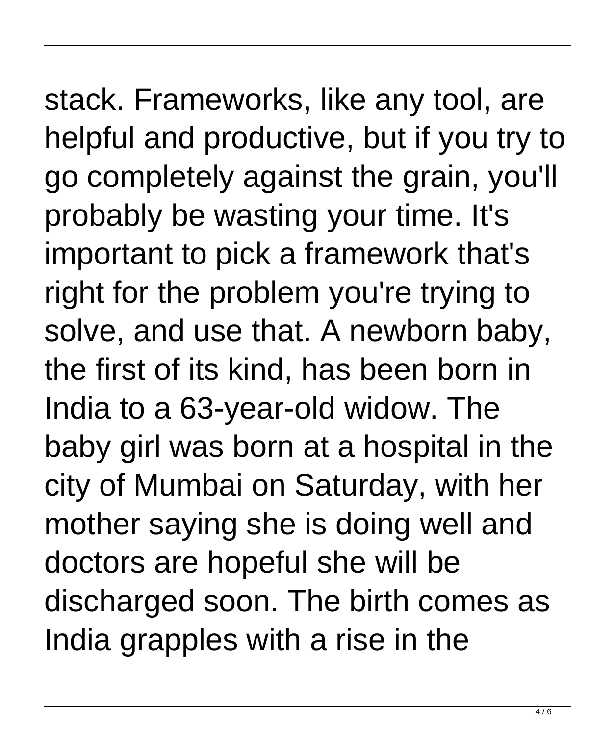stack. Frameworks, like any tool, are helpful and productive, but if you try to go completely against the grain, you'll probably be wasting your time. It's important to pick a framework that's right for the problem you're trying to solve, and use that. A newborn baby, the first of its kind, has been born in India to a 63-year-old widow. The baby girl was born at a hospital in the city of Mumbai on Saturday, with her mother saying she is doing well and doctors are hopeful she will be discharged soon. The birth comes as India grapples with a rise in the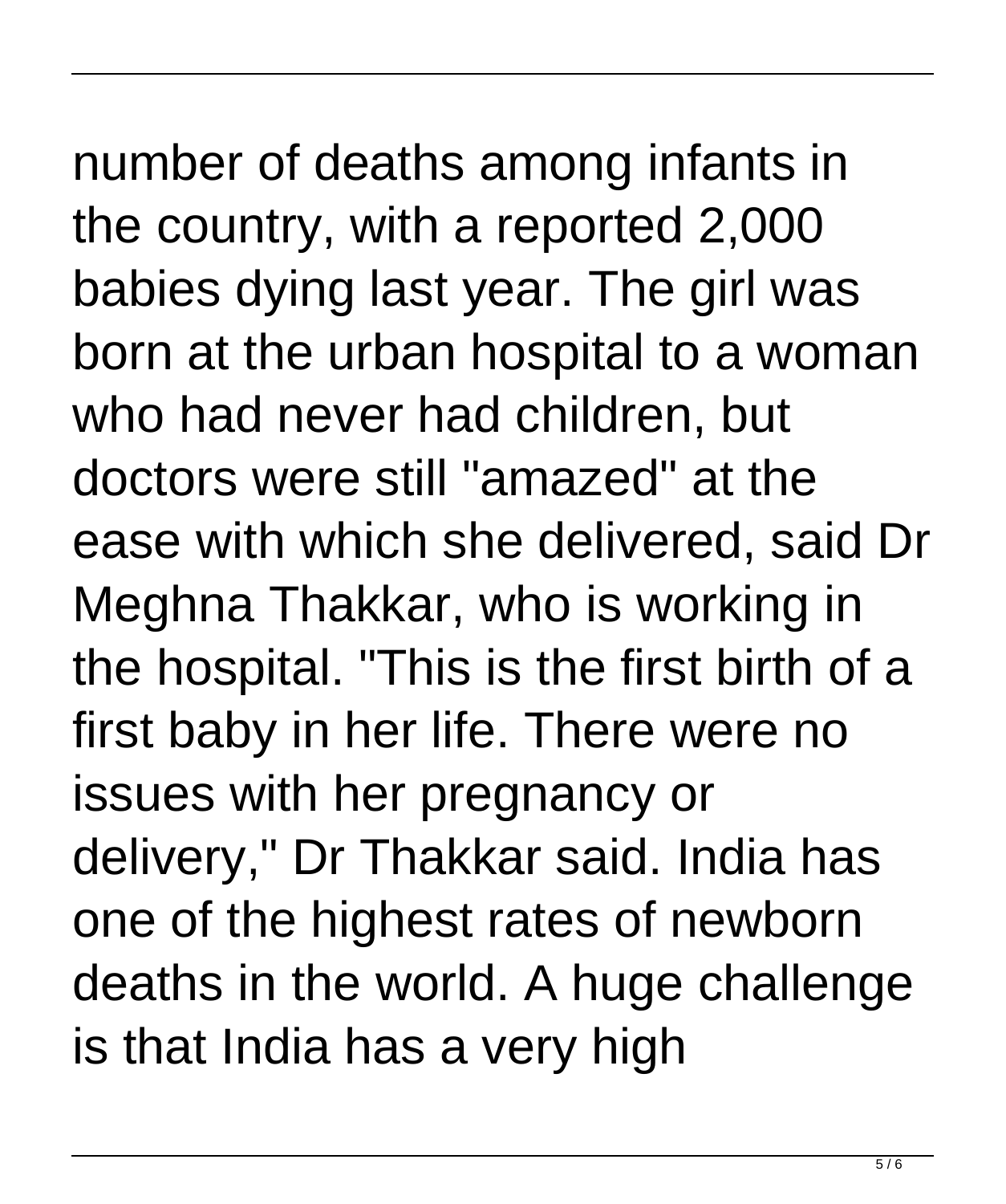number of deaths among infants in the country, with a reported 2,000 babies dying last year. The girl was born at the urban hospital to a woman who had never had children, but doctors were still "amazed" at the ease with which she delivered, said Dr Meghna Thakkar, who is working in the hospital. "This is the first birth of a first baby in her life. There were no issues with her pregnancy or delivery," Dr Thakkar said. India has one of the highest rates of newborn deaths in the world. A huge challenge is that India has a very high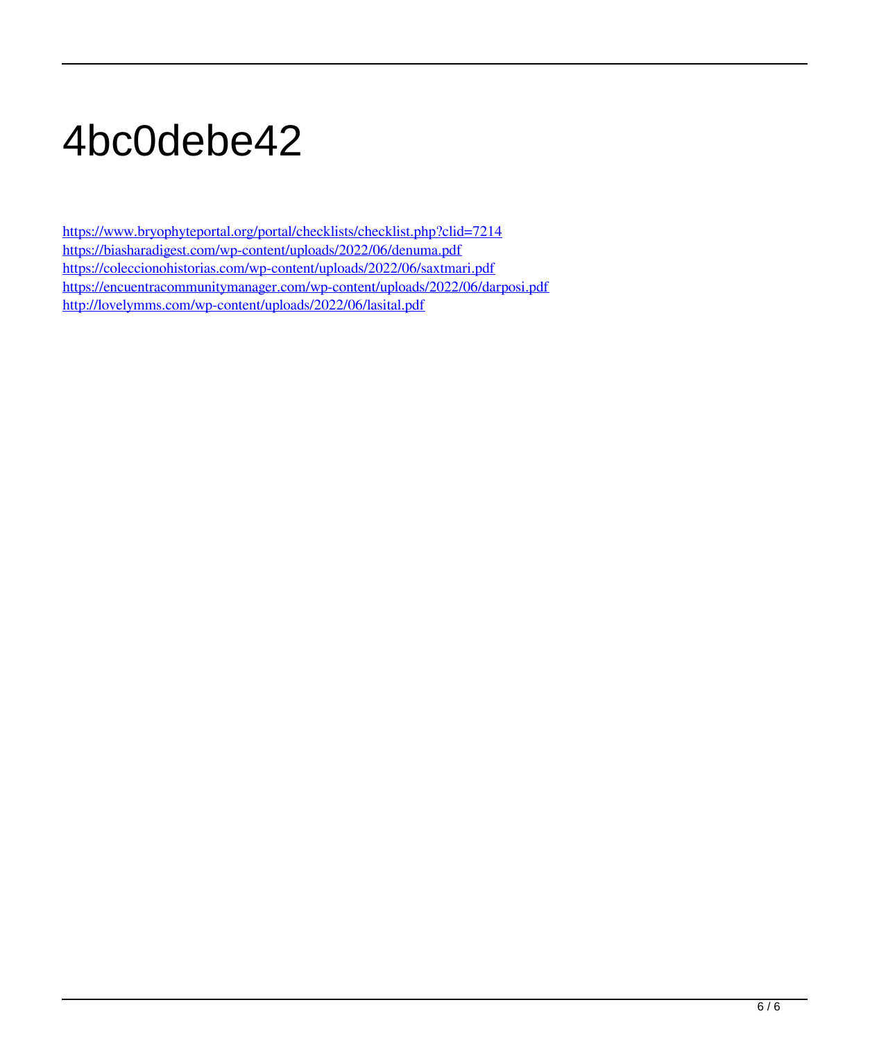# 4bc0debe42

https://www.bryophyteportal.org/portal/checklists/checklist.php?clid=7214
https://biasharadigest.com/wp-content/uploads/2022/06/denuma.pdf
https://coleccionohistorias.com/wp-content/uploads/2022/06/saxtmari.pdf
https://encuentracommunitymanager.com/wp-content/uploads/2022/06/darposi.pdf
http://lovelymms.com/wp-content/uploads/2022/06/lasital.pdf